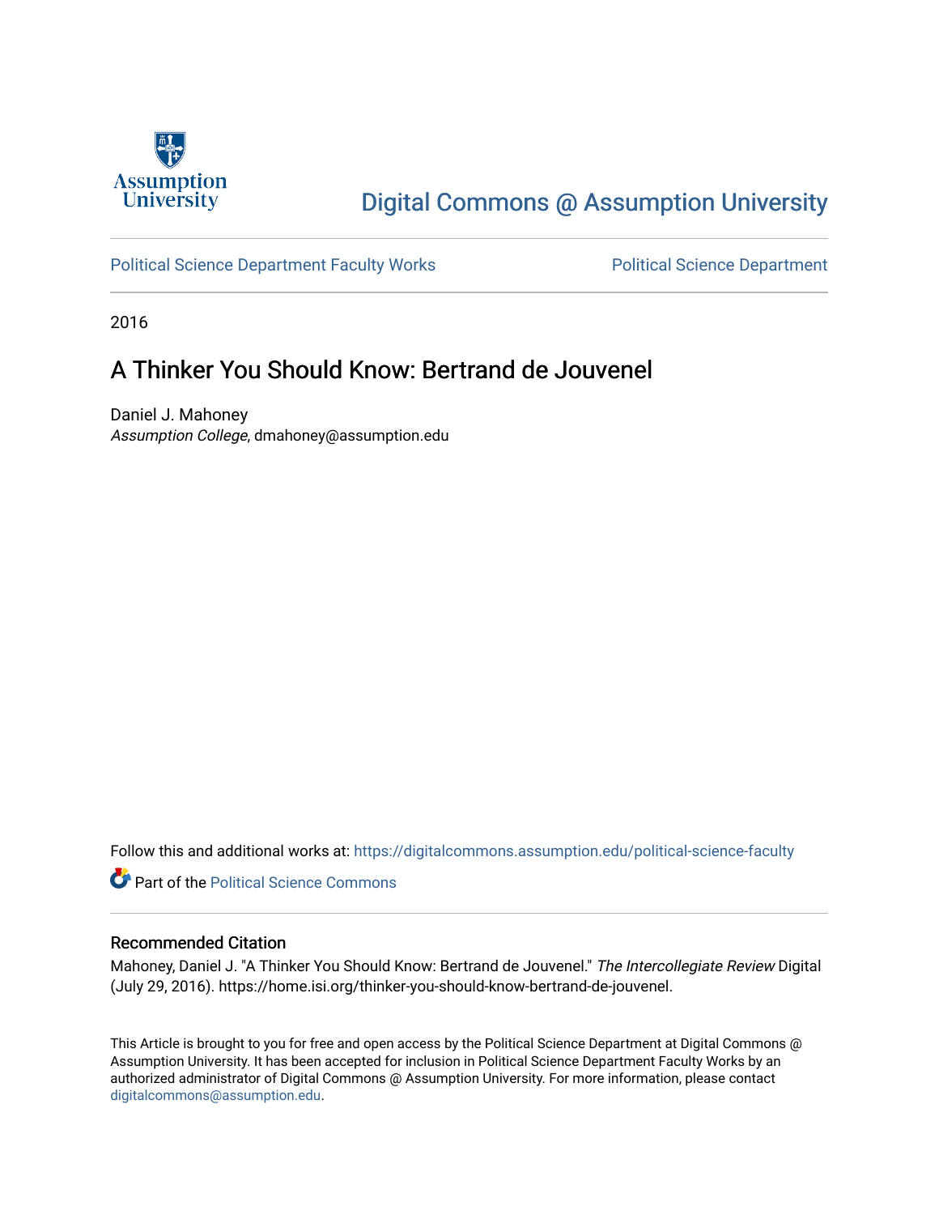Assumption University

Digital Commons @ Assumption University

Political Science Department Faculty Works

Political Science Department

2016

# A Thinker You Should Know: Bertrand de Jouvenel

Daniel J. Mahoney
*Assumption College*, dmahoney@assumption.edu

Follow this and additional works at: https://digitalcommons.assumption.edu/political-science-faculty

Part of the Political Science Commons

## Recommended Citation

Mahoney, Daniel J. "A Thinker You Should Know: Bertrand de Jouvenel." *The Intercollegiate Review* Digital (July 29, 2016). https://home.isi.org/thinker-you-should-know-bertrand-de-jouvenel.

This Article is brought to you for free and open access by the Political Science Department at Digital Commons @ Assumption University. It has been accepted for inclusion in Political Science Department Faculty Works by an authorized administrator of Digital Commons @ Assumption University. For more information, please contact digitalcommons@assumption.edu.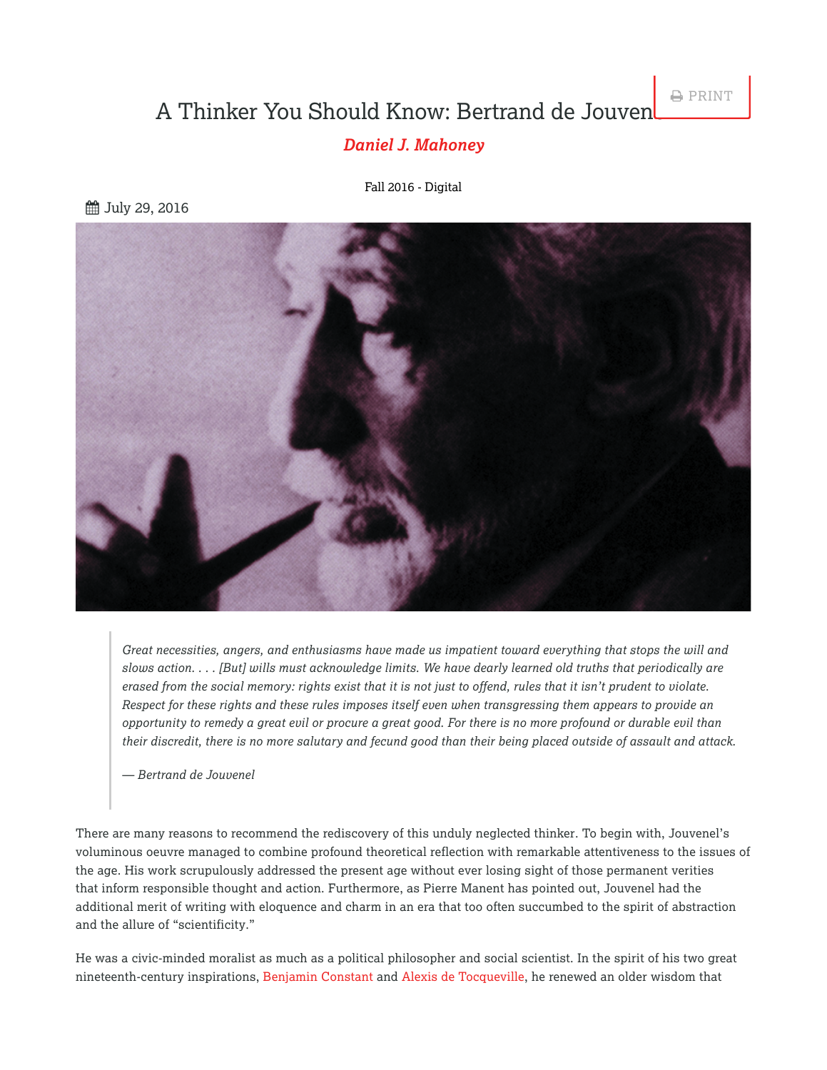# A Thinker You Should Know: Bertrand de Jouvenel

*Daniel J. Mahoney*

Fall 2016 - Digital

July 29, 2016

> *Great necessities, angers, and enthusiasms have made us impatient toward everything that stops the will and slows action. . . . [But] wills must acknowledge limits. We have dearly learned old truths that periodically are erased from the social memory: rights exist that it is not just to offend, rules that it isn't prudent to violate. Respect for these rights and these rules imposes itself even when transgressing them appears to provide an opportunity to remedy a great evil or procure a great good. For there is no more profound or durable evil than their discredit, there is no more salutary and fecund good than their being placed outside of assault and attack.*
>
> *— Bertrand de Jouvenel*

There are many reasons to recommend the rediscovery of this unduly neglected thinker. To begin with, Jouvenel's voluminous oeuvre managed to combine profound theoretical reflection with remarkable attentiveness to the issues of the age. His work scrupulously addressed the present age without ever losing sight of those permanent verities that inform responsible thought and action. Furthermore, as Pierre Manent has pointed out, Jouvenel had the additional merit of writing with eloquence and charm in an era that too often succumbed to the spirit of abstraction and the allure of "scientificity."

He was a civic-minded moralist as much as a political philosopher and social scientist. In the spirit of his two great nineteenth-century inspirations, Benjamin Constant and Alexis de Tocqueville, he renewed an older wisdom that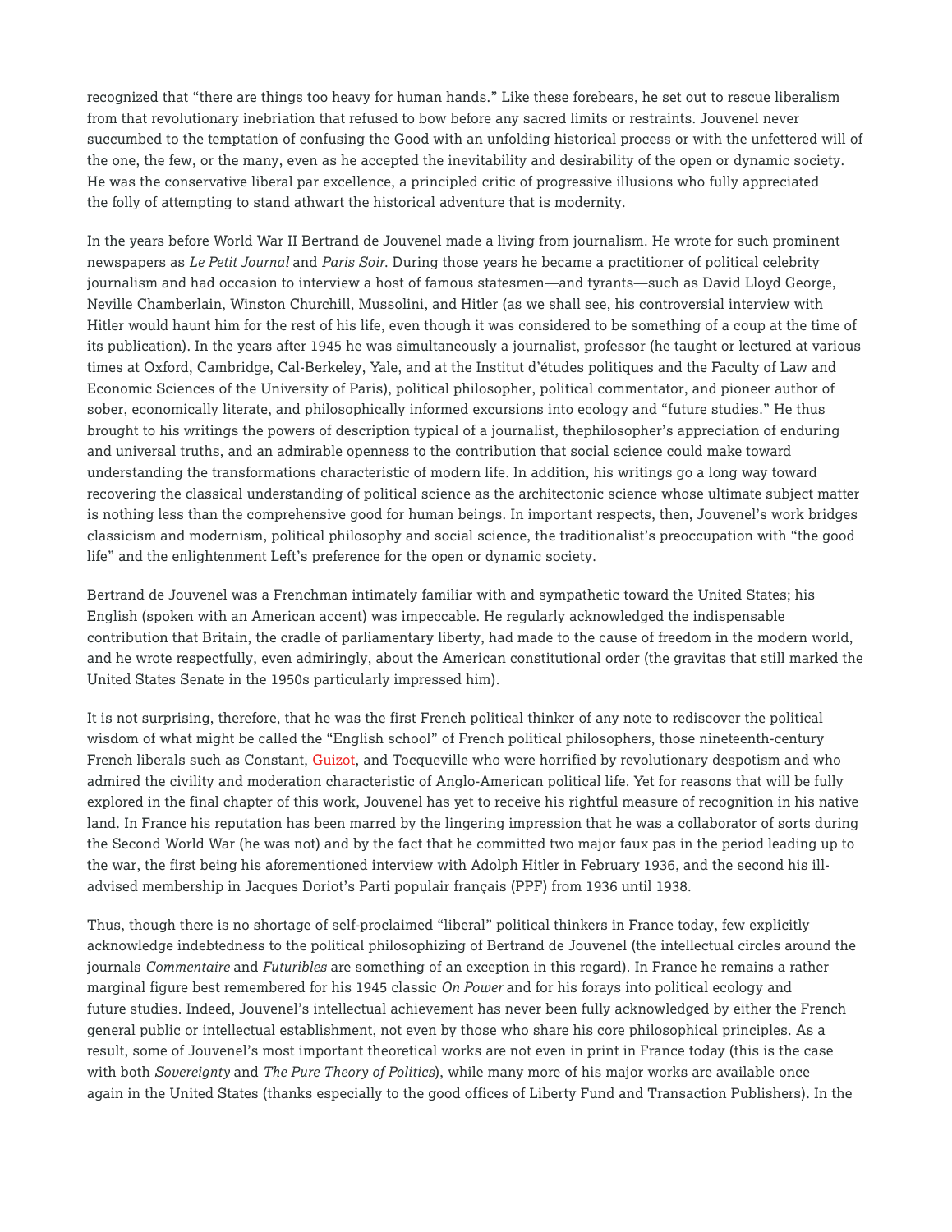recognized that "there are things too heavy for human hands." Like these forebears, he set out to rescue liberalism from that revolutionary inebriation that refused to bow before any sacred limits or restraints. Jouvenel never succumbed to the temptation of confusing the Good with an unfolding historical process or with the unfettered will of the one, the few, or the many, even as he accepted the inevitability and desirability of the open or dynamic society. He was the conservative liberal par excellence, a principled critic of progressive illusions who fully appreciated the folly of attempting to stand athwart the historical adventure that is modernity.

In the years before World War II Bertrand de Jouvenel made a living from journalism. He wrote for such prominent newspapers as *Le Petit Journal* and *Paris Soir*. During those years he became a practitioner of political celebrity journalism and had occasion to interview a host of famous statesmen—and tyrants—such as David Lloyd George, Neville Chamberlain, Winston Churchill, Mussolini, and Hitler (as we shall see, his controversial interview with Hitler would haunt him for the rest of his life, even though it was considered to be something of a coup at the time of its publication). In the years after 1945 he was simultaneously a journalist, professor (he taught or lectured at various times at Oxford, Cambridge, Cal-Berkeley, Yale, and at the Institut d'études politiques and the Faculty of Law and Economic Sciences of the University of Paris), political philosopher, political commentator, and pioneer author of sober, economically literate, and philosophically informed excursions into ecology and "future studies." He thus brought to his writings the powers of description typical of a journalist, thephilosopher's appreciation of enduring and universal truths, and an admirable openness to the contribution that social science could make toward understanding the transformations characteristic of modern life. In addition, his writings go a long way toward recovering the classical understanding of political science as the architectonic science whose ultimate subject matter is nothing less than the comprehensive good for human beings. In important respects, then, Jouvenel's work bridges classicism and modernism, political philosophy and social science, the traditionalist's preoccupation with "the good life" and the enlightenment Left's preference for the open or dynamic society.

Bertrand de Jouvenel was a Frenchman intimately familiar with and sympathetic toward the United States; his English (spoken with an American accent) was impeccable. He regularly acknowledged the indispensable contribution that Britain, the cradle of parliamentary liberty, had made to the cause of freedom in the modern world, and he wrote respectfully, even admiringly, about the American constitutional order (the gravitas that still marked the United States Senate in the 1950s particularly impressed him).

It is not surprising, therefore, that he was the first French political thinker of any note to rediscover the political wisdom of what might be called the "English school" of French political philosophers, those nineteenth-century French liberals such as Constant, Guizot, and Tocqueville who were horrified by revolutionary despotism and who admired the civility and moderation characteristic of Anglo-American political life. Yet for reasons that will be fully explored in the final chapter of this work, Jouvenel has yet to receive his rightful measure of recognition in his native land. In France his reputation has been marred by the lingering impression that he was a collaborator of sorts during the Second World War (he was not) and by the fact that he committed two major faux pas in the period leading up to the war, the first being his aforementioned interview with Adolph Hitler in February 1936, and the second his ill-advised membership in Jacques Doriot's Parti populair français (PPF) from 1936 until 1938.

Thus, though there is no shortage of self-proclaimed "liberal" political thinkers in France today, few explicitly acknowledge indebtedness to the political philosophizing of Bertrand de Jouvenel (the intellectual circles around the journals *Commentaire* and *Futuribles* are something of an exception in this regard). In France he remains a rather marginal figure best remembered for his 1945 classic *On Power* and for his forays into political ecology and future studies. Indeed, Jouvenel's intellectual achievement has never been fully acknowledged by either the French general public or intellectual establishment, not even by those who share his core philosophical principles. As a result, some of Jouvenel's most important theoretical works are not even in print in France today (this is the case with both *Sovereignty* and *The Pure Theory of Politics*), while many more of his major works are available once again in the United States (thanks especially to the good offices of Liberty Fund and Transaction Publishers). In the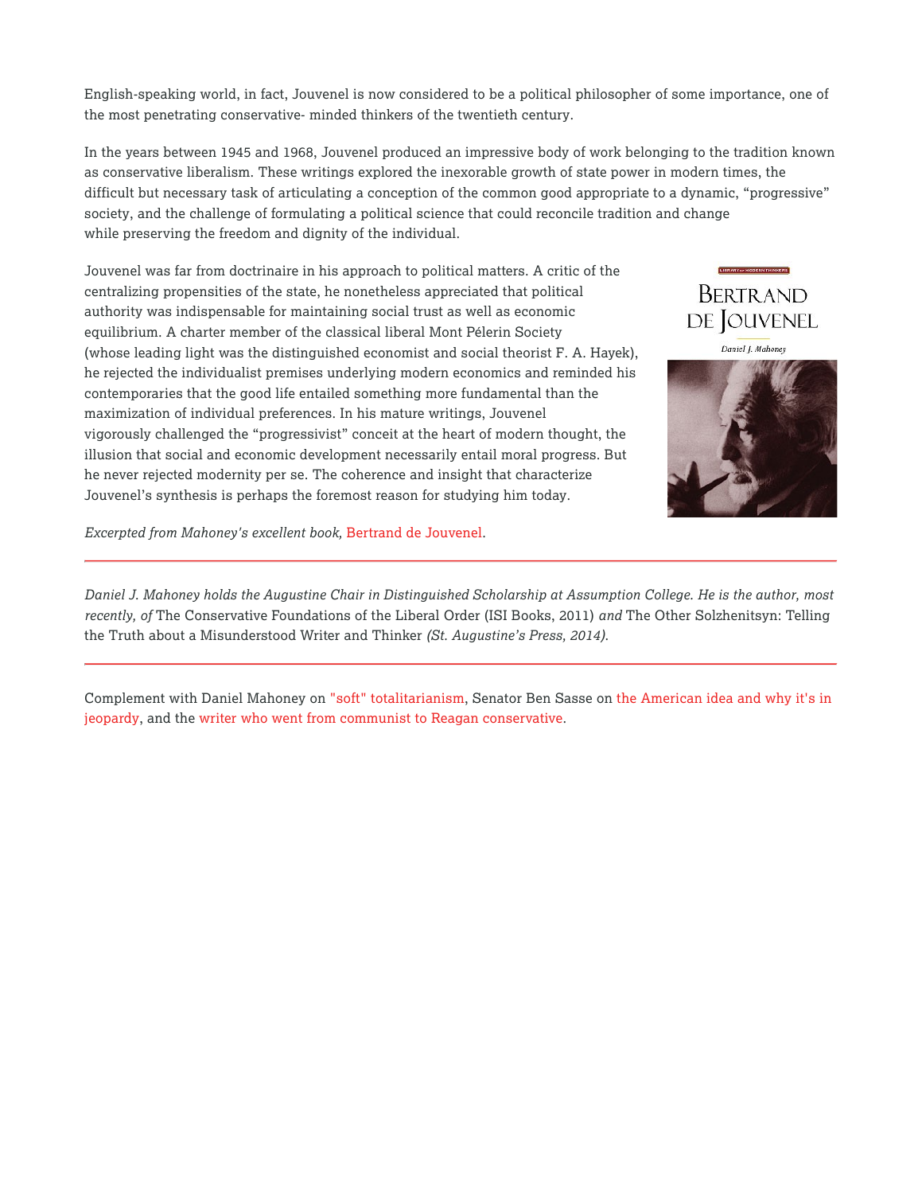English-speaking world, in fact, Jouvenel is now considered to be a political philosopher of some importance, one of the most penetrating conservative- minded thinkers of the twentieth century.

In the years between 1945 and 1968, Jouvenel produced an impressive body of work belonging to the tradition known as conservative liberalism. These writings explored the inexorable growth of state power in modern times, the difficult but necessary task of articulating a conception of the common good appropriate to a dynamic, "progressive" society, and the challenge of formulating a political science that could reconcile tradition and change while preserving the freedom and dignity of the individual.

Jouvenel was far from doctrinaire in his approach to political matters. A critic of the centralizing propensities of the state, he nonetheless appreciated that political authority was indispensable for maintaining social trust as well as economic equilibrium. A charter member of the classical liberal Mont Pélerin Society (whose leading light was the distinguished economist and social theorist F. A. Hayek), he rejected the individualist premises underlying modern economics and reminded his contemporaries that the good life entailed something more fundamental than the maximization of individual preferences. In his mature writings, Jouvenel vigorously challenged the "progressivist" conceit at the heart of modern thought, the illusion that social and economic development necessarily entail moral progress. But he never rejected modernity per se. The coherence and insight that characterize Jouvenel's synthesis is perhaps the foremost reason for studying him today.

*Excerpted from Mahoney's excellent book,* Bertrand de Jouvenel.

---

*Daniel J. Mahoney holds the Augustine Chair in Distinguished Scholarship at Assumption College. He is the author, most recently, of* The Conservative Foundations of the Liberal Order (ISI Books, 2011) *and* The Other Solzhenitsyn: Telling the Truth about a Misunderstood Writer and Thinker *(St. Augustine's Press, 2014).*

---

Complement with Daniel Mahoney on "soft" totalitarianism, Senator Ben Sasse on the American idea and why it's in jeopardy, and the writer who went from communist to Reagan conservative.